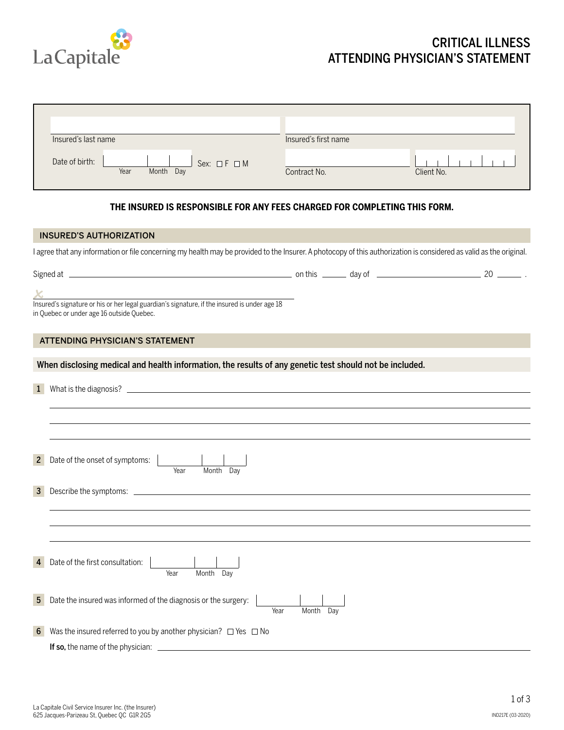La Capitale

# CRITICAL ILLNESS ATTENDING PHYSICIAN'S STATEMENT

Insured's last name: ____________________ Insured's first name: ____________________

Date of birth: Year ______ Month ______ Day ______ Sex: ☐ F ☐ M

Contract No.: ____________________ Client No.: ____________________

**THE INSURED IS RESPONSIBLE FOR ANY FEES CHARGED FOR COMPLETING THIS FORM.**

## INSURED'S AUTHORIZATION

I agree that any information or file concerning my health may be provided to the Insurer. A photocopy of this authorization is considered as valid as the original.

Signed at ____________________ on this ______ day of ____________________ 20 ______ .

X ____________________

Insured's signature or his or her legal guardian's signature, if the insured is under age 18 in Quebec or under age 16 outside Quebec.

## ATTENDING PHYSICIAN'S STATEMENT

**When disclosing medical and health information, the results of any genetic test should not be included.**

1. What is the diagnosis? ____________________

2. Date of the onset of symptoms: Year ______ Month ______ Day ______

3. Describe the symptoms: ____________________

4. Date of the first consultation: Year ______ Month ______ Day ______

5. Date the insured was informed of the diagnosis or the surgery: Year ______ Month ______ Day ______

6. Was the insured referred to you by another physician? ☐ Yes ☐ No

   **If so,** the name of the physician: ____________________

La Capitale Civil Service Insurer Inc. (the Insurer)
625 Jacques-Parizeau St, Quebec QC G1R 2G5

IND217E (03-2020)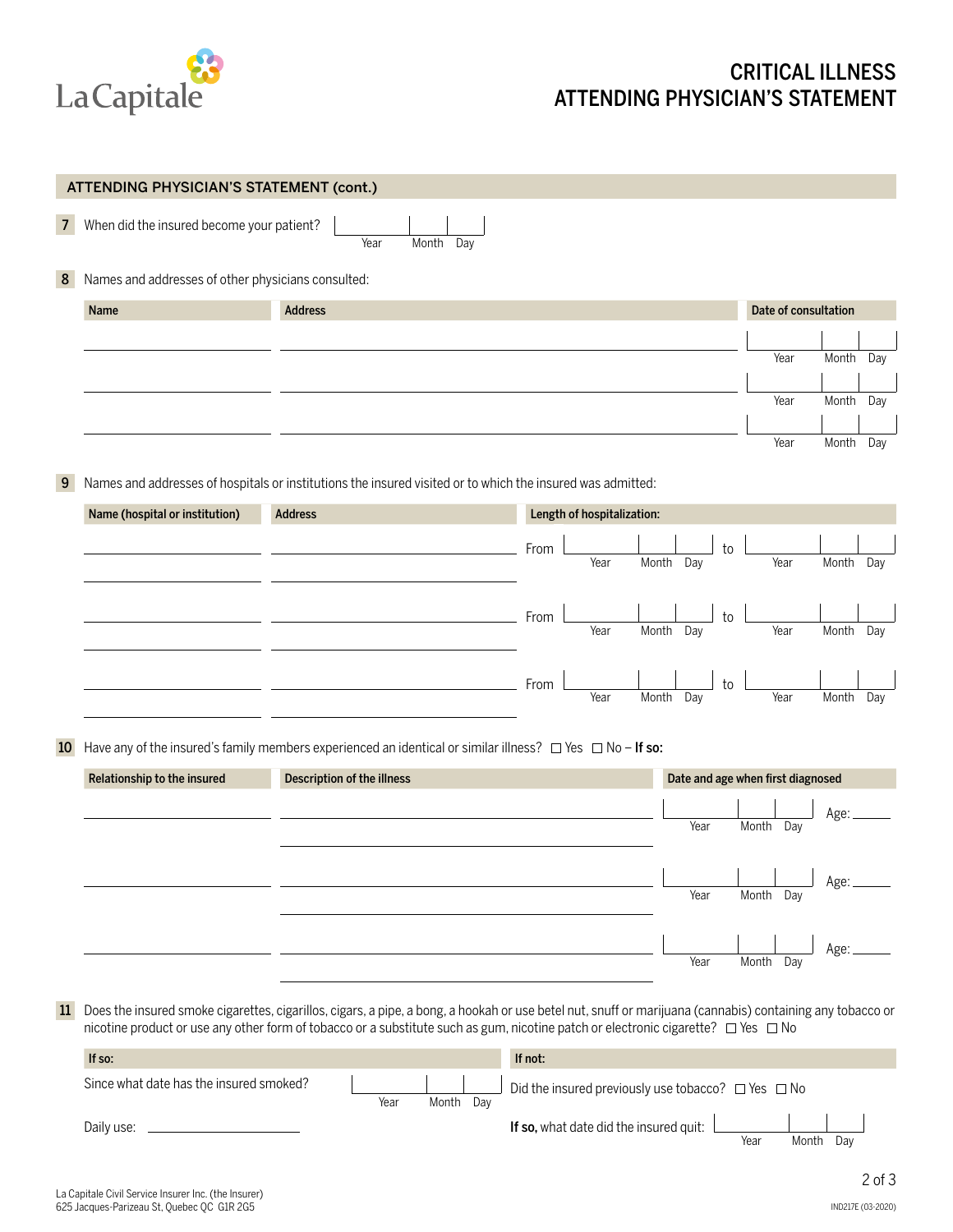# CRITICAL ILLNESS ATTENDING PHYSICIAN'S STATEMENT

## ATTENDING PHYSICIAN'S STATEMENT (cont.)

**7** When did the insured become your patient? Year ___ Month ___ Day ___

**8** Names and addresses of other physicians consulted:

| Name | Address | Date of consultation |
|---|---|---|
| | | Year ___ Month ___ Day ___ |
| | | Year ___ Month ___ Day ___ |
| | | Year ___ Month ___ Day ___ |

**9** Names and addresses of hospitals or institutions the insured visited or to which the insured was admitted:

| Name (hospital or institution) | Address | Length of hospitalization: |
|---|---|---|
| | | From Year ___ Month ___ Day ___ to Year ___ Month ___ Day ___ |
| | | From Year ___ Month ___ Day ___ to Year ___ Month ___ Day ___ |
| | | From Year ___ Month ___ Day ___ to Year ___ Month ___ Day ___ |

**10** Have any of the insured's family members experienced an identical or similar illness? ☐ Yes ☐ No – **If so:**

| Relationship to the insured | Description of the illness | Date and age when first diagnosed |
|---|---|---|
| | | Year ___ Month ___ Day ___ Age: ___ |
| | | Year ___ Month ___ Day ___ Age: ___ |
| | | Year ___ Month ___ Day ___ Age: ___ |

**11** Does the insured smoke cigarettes, cigarillos, cigars, a pipe, a bong, a hookah or use betel nut, snuff or marijuana (cannabis) containing any tobacco or nicotine product or use any other form of tobacco or a substitute such as gum, nicotine patch or electronic cigarette? ☐ Yes ☐ No

| If so: | If not: |
|---|---|
| Since what date has the insured smoked? Year ___ Month ___ Day ___ | Did the insured previously use tobacco? ☐ Yes ☐ No |
| Daily use: ___ | **If so,** what date did the insured quit: Year ___ Month ___ Day ___ |

La Capitale Civil Service Insurer Inc. (the Insurer)
625 Jacques-Parizeau St, Quebec QC G1R 2G5

IND217E (03-2020)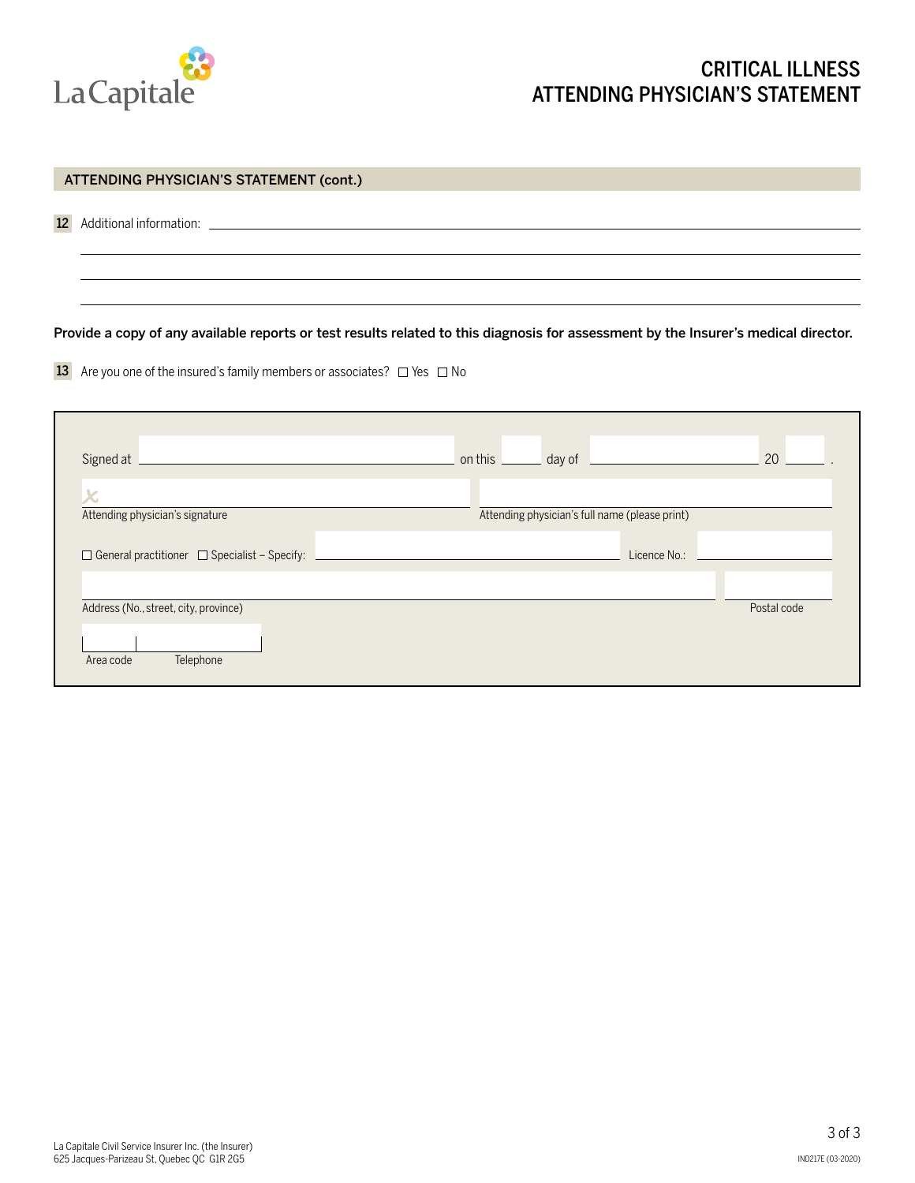# CRITICAL ILLNESS ATTENDING PHYSICIAN'S STATEMENT

## ATTENDING PHYSICIAN'S STATEMENT (cont.)

**12** Additional information: ______________________________________________

______________________________________________

______________________________________________

______________________________________________

**Provide a copy of any available reports or test results related to this diagnosis for assessment by the Insurer's medical director.**

**13** Are you one of the insured's family members or associates? ☐ Yes ☐ No

Signed at ______________________ on this ______ day of ______________________ 20 ______ .

X ______________________________
Attending physician's signature

______________________________
Attending physician's full name (please print)

☐ General practitioner ☐ Specialist – Specify: ______________________ Licence No.: ______________

______________________________________________ ______________
Address (No., street, city, province) Postal code

______ | ______________
Area code Telephone

La Capitale Civil Service Insurer Inc. (the Insurer)
625 Jacques-Parizeau St, Quebec QC G1R 2G5

IND217E (03-2020)